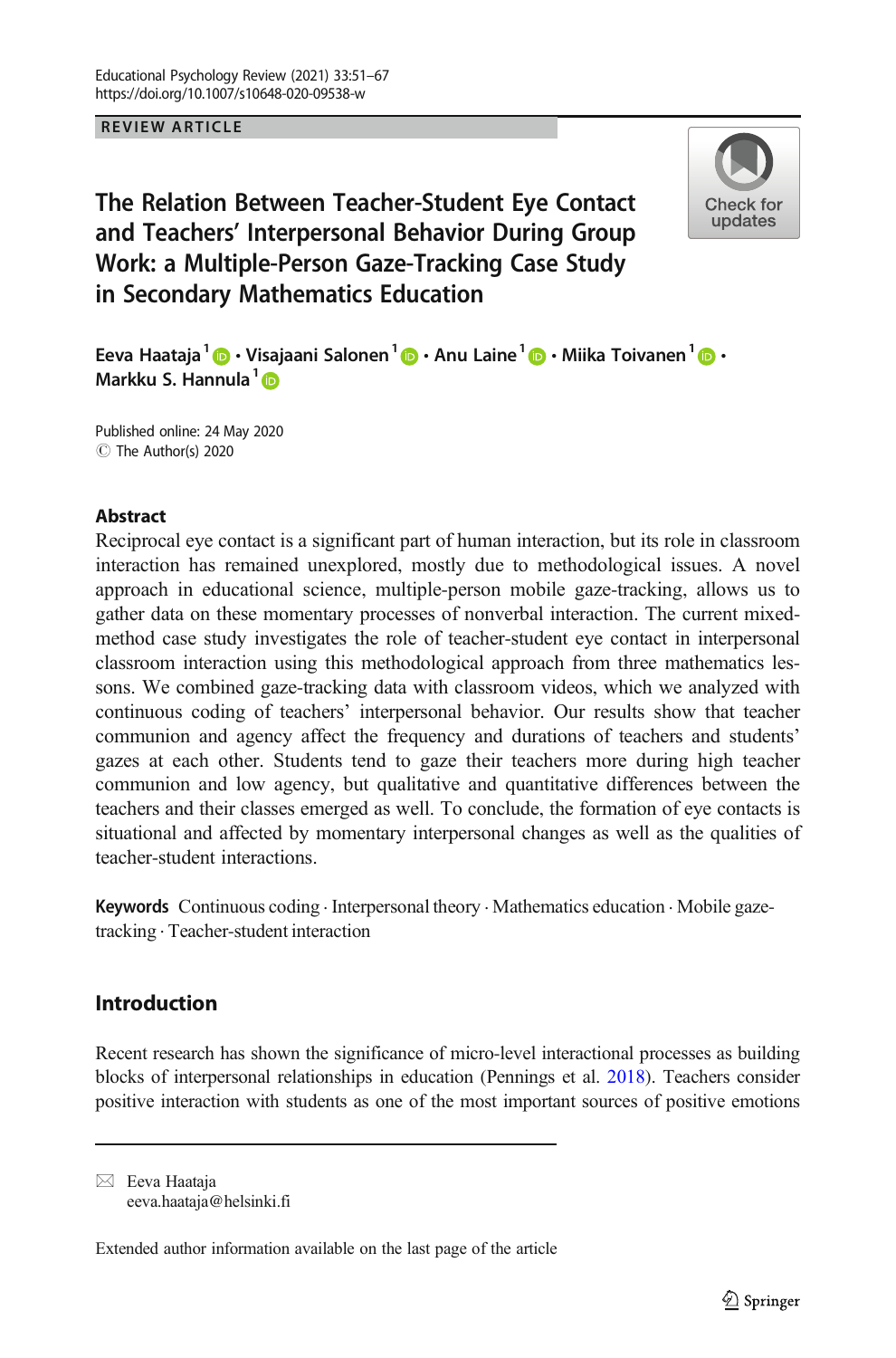REVIEW ARTICLE

# The Relation Between Teacher-Student Eye Contact and Teachers' Interpersonal Behavior During Group Work: a Multiple-Person Gaze-Tracking Case Study in Secondary Mathematics Education

**Eeva Haataja**[1] **· Visajaani Salonen**[1] **· Anu Laine**[1] **· Miika Toivanen**[1] **· Markku S. Hannula**[1]

Published online: 24 May 2020
© The Author(s) 2020

## Abstract

Reciprocal eye contact is a significant part of human interaction, but its role in classroom interaction has remained unexplored, mostly due to methodological issues. A novel approach in educational science, multiple-person mobile gaze-tracking, allows us to gather data on these momentary processes of nonverbal interaction. The current mixed-method case study investigates the role of teacher-student eye contact in interpersonal classroom interaction using this methodological approach from three mathematics lessons. We combined gaze-tracking data with classroom videos, which we analyzed with continuous coding of teachers' interpersonal behavior. Our results show that teacher communion and agency affect the frequency and durations of teachers and students' gazes at each other. Students tend to gaze their teachers more during high teacher communion and low agency, but qualitative and quantitative differences between the teachers and their classes emerged as well. To conclude, the formation of eye contacts is situational and affected by momentary interpersonal changes as well as the qualities of teacher-student interactions.

**Keywords** Continuous coding · Interpersonal theory · Mathematics education · Mobile gaze-tracking · Teacher-student interaction

## Introduction

Recent research has shown the significance of micro-level interactional processes as building blocks of interpersonal relationships in education (Pennings et al. 2018). Teachers consider positive interaction with students as one of the most important sources of positive emotions

---

✉ Eeva Haataja
eeva.haataja@helsinki.fi

Extended author information available on the last page of the article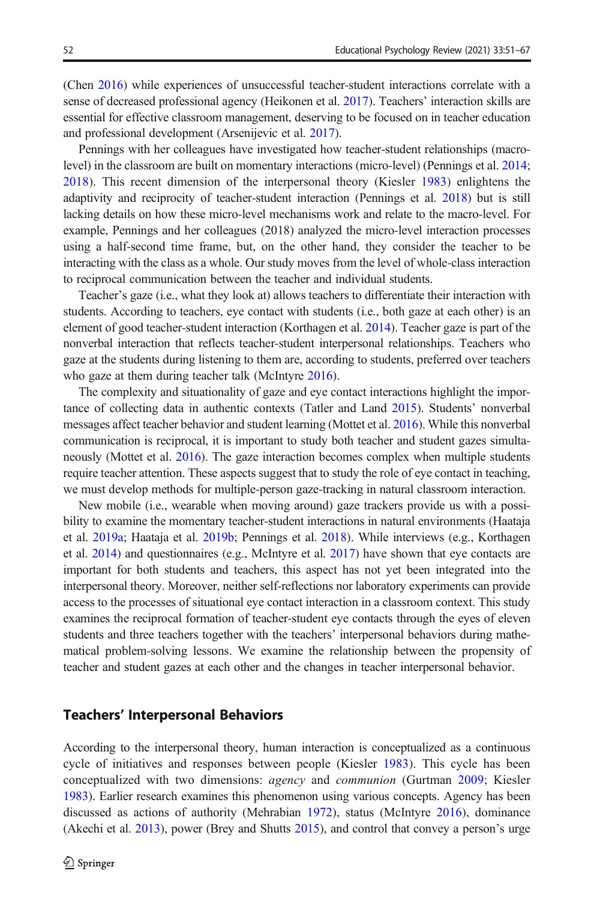(Chen 2016) while experiences of unsuccessful teacher-student interactions correlate with a sense of decreased professional agency (Heikonen et al. 2017). Teachers' interaction skills are essential for effective classroom management, deserving to be focused on in teacher education and professional development (Arsenijevic et al. 2017).

Pennings with her colleagues have investigated how teacher-student relationships (macro-level) in the classroom are built on momentary interactions (micro-level) (Pennings et al. 2014; 2018). This recent dimension of the interpersonal theory (Kiesler 1983) enlightens the adaptivity and reciprocity of teacher-student interaction (Pennings et al. 2018) but is still lacking details on how these micro-level mechanisms work and relate to the macro-level. For example, Pennings and her colleagues (2018) analyzed the micro-level interaction processes using a half-second time frame, but, on the other hand, they consider the teacher to be interacting with the class as a whole. Our study moves from the level of whole-class interaction to reciprocal communication between the teacher and individual students.

Teacher's gaze (i.e., what they look at) allows teachers to differentiate their interaction with students. According to teachers, eye contact with students (i.e., both gaze at each other) is an element of good teacher-student interaction (Korthagen et al. 2014). Teacher gaze is part of the nonverbal interaction that reflects teacher-student interpersonal relationships. Teachers who gaze at the students during listening to them are, according to students, preferred over teachers who gaze at them during teacher talk (McIntyre 2016).

The complexity and situationality of gaze and eye contact interactions highlight the importance of collecting data in authentic contexts (Tatler and Land 2015). Students' nonverbal messages affect teacher behavior and student learning (Mottet et al. 2016). While this nonverbal communication is reciprocal, it is important to study both teacher and student gazes simultaneously (Mottet et al. 2016). The gaze interaction becomes complex when multiple students require teacher attention. These aspects suggest that to study the role of eye contact in teaching, we must develop methods for multiple-person gaze-tracking in natural classroom interaction.

New mobile (i.e., wearable when moving around) gaze trackers provide us with a possibility to examine the momentary teacher-student interactions in natural environments (Haataja et al. 2019a; Haataja et al. 2019b; Pennings et al. 2018). While interviews (e.g., Korthagen et al. 2014) and questionnaires (e.g., McIntyre et al. 2017) have shown that eye contacts are important for both students and teachers, this aspect has not yet been integrated into the interpersonal theory. Moreover, neither self-reflections nor laboratory experiments can provide access to the processes of situational eye contact interaction in a classroom context. This study examines the reciprocal formation of teacher-student eye contacts through the eyes of eleven students and three teachers together with the teachers' interpersonal behaviors during mathematical problem-solving lessons. We examine the relationship between the propensity of teacher and student gazes at each other and the changes in teacher interpersonal behavior.

## Teachers' Interpersonal Behaviors

According to the interpersonal theory, human interaction is conceptualized as a continuous cycle of initiatives and responses between people (Kiesler 1983). This cycle has been conceptualized with two dimensions: *agency* and *communion* (Gurtman 2009; Kiesler 1983). Earlier research examines this phenomenon using various concepts. Agency has been discussed as actions of authority (Mehrabian 1972), status (McIntyre 2016), dominance (Akechi et al. 2013), power (Brey and Shutts 2015), and control that convey a person's urge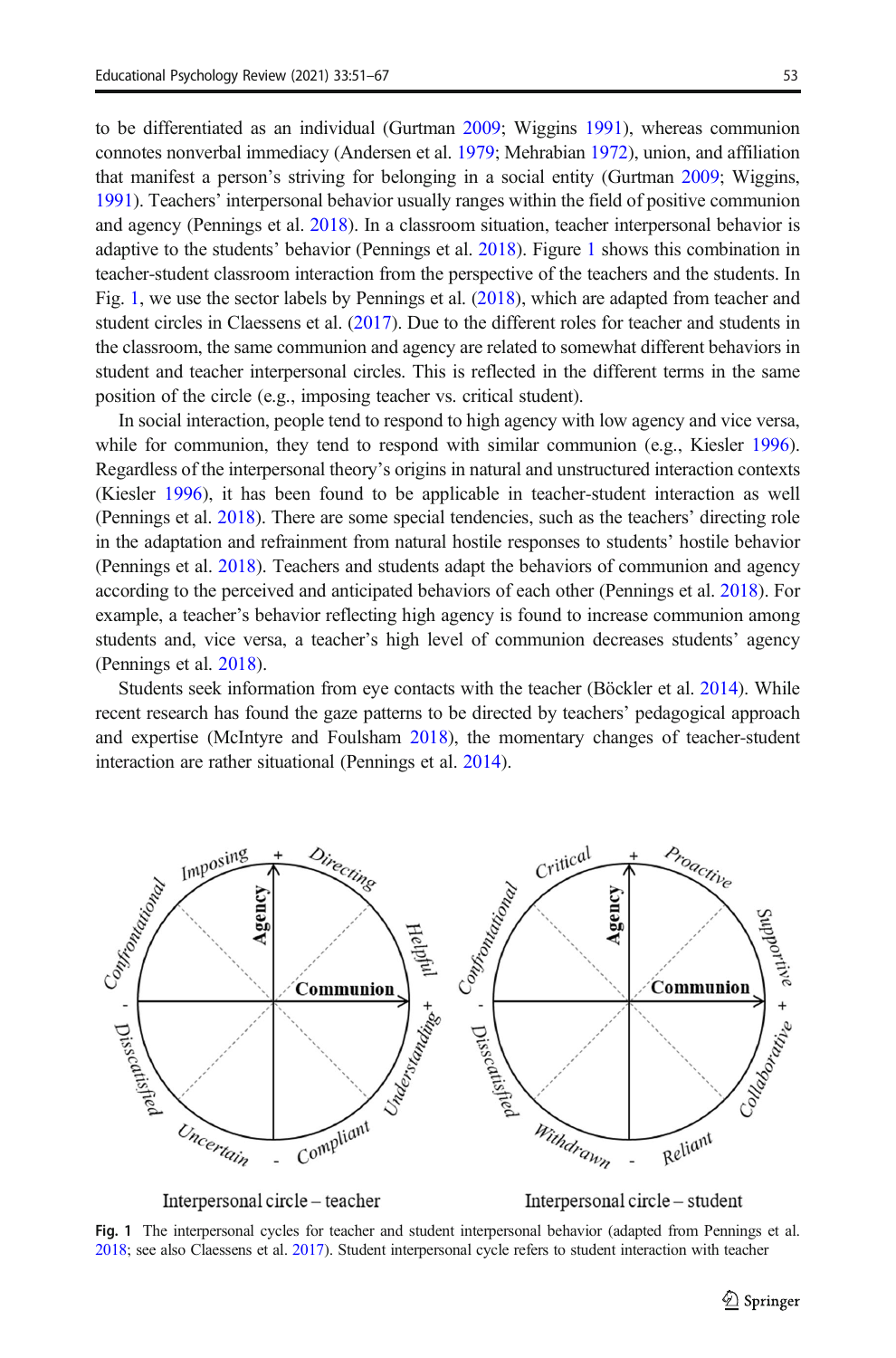to be differentiated as an individual (Gurtman 2009; Wiggins 1991), whereas communion connotes nonverbal immediacy (Andersen et al. 1979; Mehrabian 1972), union, and affiliation that manifest a person's striving for belonging in a social entity (Gurtman 2009; Wiggins, 1991). Teachers' interpersonal behavior usually ranges within the field of positive communion and agency (Pennings et al. 2018). In a classroom situation, teacher interpersonal behavior is adaptive to the students' behavior (Pennings et al. 2018). Figure 1 shows this combination in teacher-student classroom interaction from the perspective of the teachers and the students. In Fig. 1, we use the sector labels by Pennings et al. (2018), which are adapted from teacher and student circles in Claessens et al. (2017). Due to the different roles for teacher and students in the classroom, the same communion and agency are related to somewhat different behaviors in student and teacher interpersonal circles. This is reflected in the different terms in the same position of the circle (e.g., imposing teacher vs. critical student).

In social interaction, people tend to respond to high agency with low agency and vice versa, while for communion, they tend to respond with similar communion (e.g., Kiesler 1996). Regardless of the interpersonal theory's origins in natural and unstructured interaction contexts (Kiesler 1996), it has been found to be applicable in teacher-student interaction as well (Pennings et al. 2018). There are some special tendencies, such as the teachers' directing role in the adaptation and refrainment from natural hostile responses to students' hostile behavior (Pennings et al. 2018). Teachers and students adapt the behaviors of communion and agency according to the perceived and anticipated behaviors of each other (Pennings et al. 2018). For example, a teacher's behavior reflecting high agency is found to increase communion among students and, vice versa, a teacher's high level of communion decreases students' agency (Pennings et al. 2018).

Students seek information from eye contacts with the teacher (Böckler et al. 2014). While recent research has found the gaze patterns to be directed by teachers' pedagogical approach and expertise (McIntyre and Foulsham 2018), the momentary changes of teacher-student interaction are rather situational (Pennings et al. 2014).

Fig. 1 The interpersonal cycles for teacher and student interpersonal behavior (adapted from Pennings et al. 2018; see also Claessens et al. 2017). Student interpersonal cycle refers to student interaction with teacher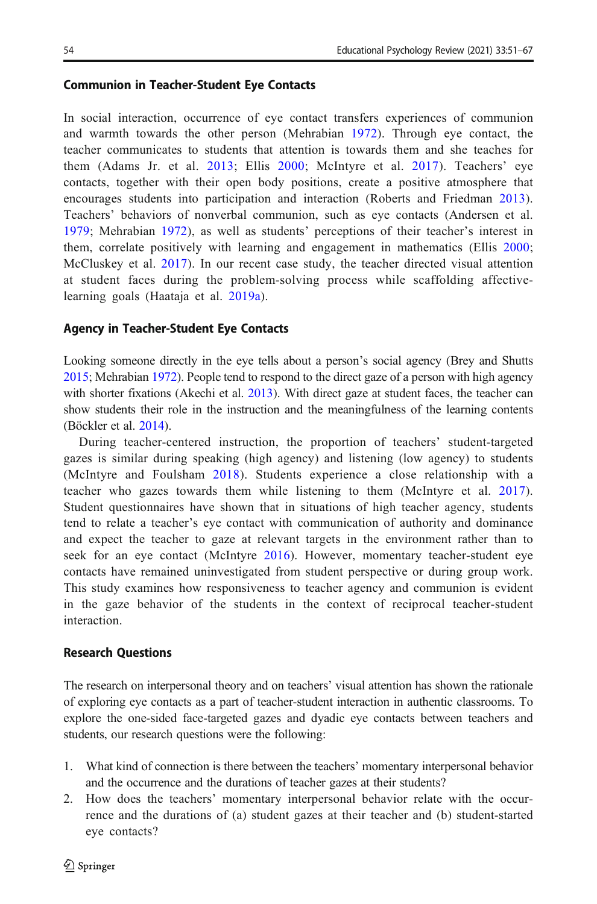### Communion in Teacher-Student Eye Contacts

In social interaction, occurrence of eye contact transfers experiences of communion and warmth towards the other person (Mehrabian 1972). Through eye contact, the teacher communicates to students that attention is towards them and she teaches for them (Adams Jr. et al. 2013; Ellis 2000; McIntyre et al. 2017). Teachers' eye contacts, together with their open body positions, create a positive atmosphere that encourages students into participation and interaction (Roberts and Friedman 2013). Teachers' behaviors of nonverbal communion, such as eye contacts (Andersen et al. 1979; Mehrabian 1972), as well as students' perceptions of their teacher's interest in them, correlate positively with learning and engagement in mathematics (Ellis 2000; McCluskey et al. 2017). In our recent case study, the teacher directed visual attention at student faces during the problem-solving process while scaffolding affective-learning goals (Haataja et al. 2019a).

### Agency in Teacher-Student Eye Contacts

Looking someone directly in the eye tells about a person's social agency (Brey and Shutts 2015; Mehrabian 1972). People tend to respond to the direct gaze of a person with high agency with shorter fixations (Akechi et al. 2013). With direct gaze at student faces, the teacher can show students their role in the instruction and the meaningfulness of the learning contents (Böckler et al. 2014).

During teacher-centered instruction, the proportion of teachers' student-targeted gazes is similar during speaking (high agency) and listening (low agency) to students (McIntyre and Foulsham 2018). Students experience a close relationship with a teacher who gazes towards them while listening to them (McIntyre et al. 2017). Student questionnaires have shown that in situations of high teacher agency, students tend to relate a teacher's eye contact with communication of authority and dominance and expect the teacher to gaze at relevant targets in the environment rather than to seek for an eye contact (McIntyre 2016). However, momentary teacher-student eye contacts have remained uninvestigated from student perspective or during group work. This study examines how responsiveness to teacher agency and communion is evident in the gaze behavior of the students in the context of reciprocal teacher-student interaction.

### Research Questions

The research on interpersonal theory and on teachers' visual attention has shown the rationale of exploring eye contacts as a part of teacher-student interaction in authentic classrooms. To explore the one-sided face-targeted gazes and dyadic eye contacts between teachers and students, our research questions were the following:

1. What kind of connection is there between the teachers' momentary interpersonal behavior and the occurrence and the durations of teacher gazes at their students?
2. How does the teachers' momentary interpersonal behavior relate with the occurrence and the durations of (a) student gazes at their teacher and (b) student-started eye contacts?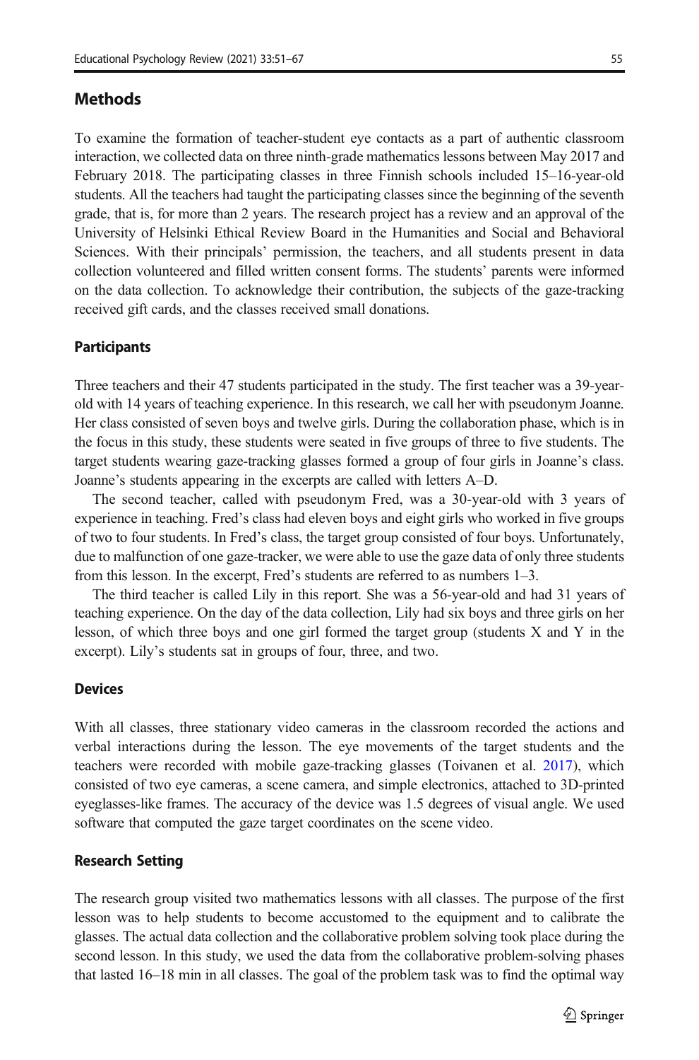## Methods

To examine the formation of teacher-student eye contacts as a part of authentic classroom interaction, we collected data on three ninth-grade mathematics lessons between May 2017 and February 2018. The participating classes in three Finnish schools included 15–16-year-old students. All the teachers had taught the participating classes since the beginning of the seventh grade, that is, for more than 2 years. The research project has a review and an approval of the University of Helsinki Ethical Review Board in the Humanities and Social and Behavioral Sciences. With their principals' permission, the teachers, and all students present in data collection volunteered and filled written consent forms. The students' parents were informed on the data collection. To acknowledge their contribution, the subjects of the gaze-tracking received gift cards, and the classes received small donations.

### Participants

Three teachers and their 47 students participated in the study. The first teacher was a 39-year-old with 14 years of teaching experience. In this research, we call her with pseudonym Joanne. Her class consisted of seven boys and twelve girls. During the collaboration phase, which is in the focus in this study, these students were seated in five groups of three to five students. The target students wearing gaze-tracking glasses formed a group of four girls in Joanne's class. Joanne's students appearing in the excerpts are called with letters A–D.

The second teacher, called with pseudonym Fred, was a 30-year-old with 3 years of experience in teaching. Fred's class had eleven boys and eight girls who worked in five groups of two to four students. In Fred's class, the target group consisted of four boys. Unfortunately, due to malfunction of one gaze-tracker, we were able to use the gaze data of only three students from this lesson. In the excerpt, Fred's students are referred to as numbers 1–3.

The third teacher is called Lily in this report. She was a 56-year-old and had 31 years of teaching experience. On the day of the data collection, Lily had six boys and three girls on her lesson, of which three boys and one girl formed the target group (students X and Y in the excerpt). Lily's students sat in groups of four, three, and two.

### Devices

With all classes, three stationary video cameras in the classroom recorded the actions and verbal interactions during the lesson. The eye movements of the target students and the teachers were recorded with mobile gaze-tracking glasses (Toivanen et al. 2017), which consisted of two eye cameras, a scene camera, and simple electronics, attached to 3D-printed eyeglasses-like frames. The accuracy of the device was 1.5 degrees of visual angle. We used software that computed the gaze target coordinates on the scene video.

### Research Setting

The research group visited two mathematics lessons with all classes. The purpose of the first lesson was to help students to become accustomed to the equipment and to calibrate the glasses. The actual data collection and the collaborative problem solving took place during the second lesson. In this study, we used the data from the collaborative problem-solving phases that lasted 16–18 min in all classes. The goal of the problem task was to find the optimal way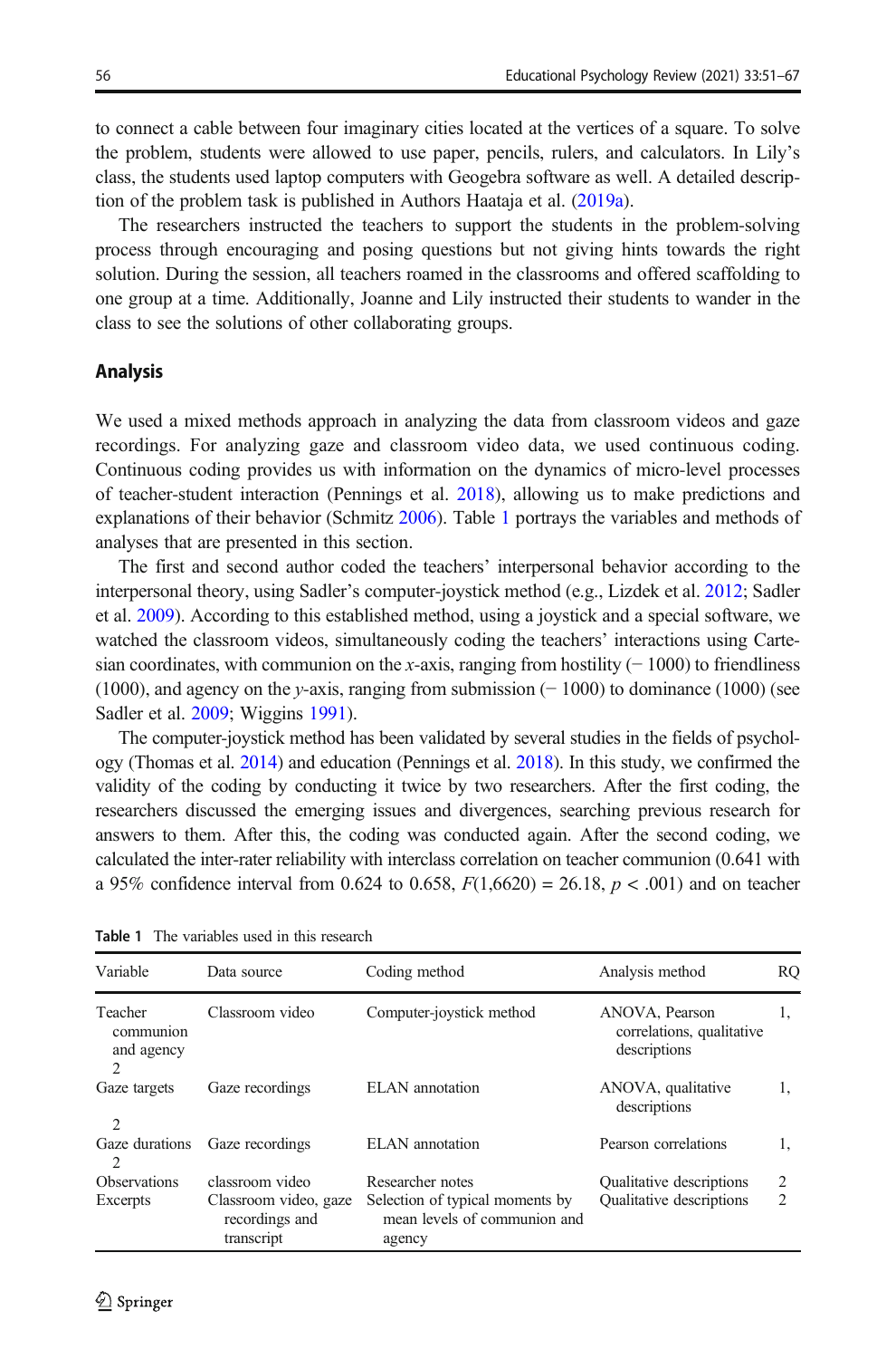to connect a cable between four imaginary cities located at the vertices of a square. To solve the problem, students were allowed to use paper, pencils, rulers, and calculators. In Lily's class, the students used laptop computers with Geogebra software as well. A detailed description of the problem task is published in Authors Haataja et al. (2019a).

The researchers instructed the teachers to support the students in the problem-solving process through encouraging and posing questions but not giving hints towards the right solution. During the session, all teachers roamed in the classrooms and offered scaffolding to one group at a time. Additionally, Joanne and Lily instructed their students to wander in the class to see the solutions of other collaborating groups.

## Analysis

We used a mixed methods approach in analyzing the data from classroom videos and gaze recordings. For analyzing gaze and classroom video data, we used continuous coding. Continuous coding provides us with information on the dynamics of micro-level processes of teacher-student interaction (Pennings et al. 2018), allowing us to make predictions and explanations of their behavior (Schmitz 2006). Table 1 portrays the variables and methods of analyses that are presented in this section.

The first and second author coded the teachers' interpersonal behavior according to the interpersonal theory, using Sadler's computer-joystick method (e.g., Lizdek et al. 2012; Sadler et al. 2009). According to this established method, using a joystick and a special software, we watched the classroom videos, simultaneously coding the teachers' interactions using Cartesian coordinates, with communion on the *x*-axis, ranging from hostility (− 1000) to friendliness (1000), and agency on the *y*-axis, ranging from submission (− 1000) to dominance (1000) (see Sadler et al. 2009; Wiggins 1991).

The computer-joystick method has been validated by several studies in the fields of psychology (Thomas et al. 2014) and education (Pennings et al. 2018). In this study, we confirmed the validity of the coding by conducting it twice by two researchers. After the first coding, the researchers discussed the emerging issues and divergences, searching previous research for answers to them. After this, the coding was conducted again. After the second coding, we calculated the inter-rater reliability with interclass correlation on teacher communion (0.641 with a 95% confidence interval from 0.624 to 0.658, $F(1,6620) = 26.18$, $p < .001$) and on teacher

**Table 1** The variables used in this research

| Variable | Data source | Coding method | Analysis method | RQ |
|---|---|---|---|---|
| Teacher communion and agency | Classroom video | Computer-joystick method | ANOVA, Pearson correlations, qualitative descriptions | 1, 2 |
| Gaze targets | Gaze recordings | ELAN annotation | ANOVA, qualitative descriptions | 1, 2 |
| Gaze durations | Gaze recordings | ELAN annotation | Pearson correlations | 1, 2 |
| Observations | classroom video | Researcher notes | Qualitative descriptions | 2 |
| Excerpts | Classroom video, gaze recordings and transcript | Selection of typical moments by mean levels of communion and agency | Qualitative descriptions | 2 |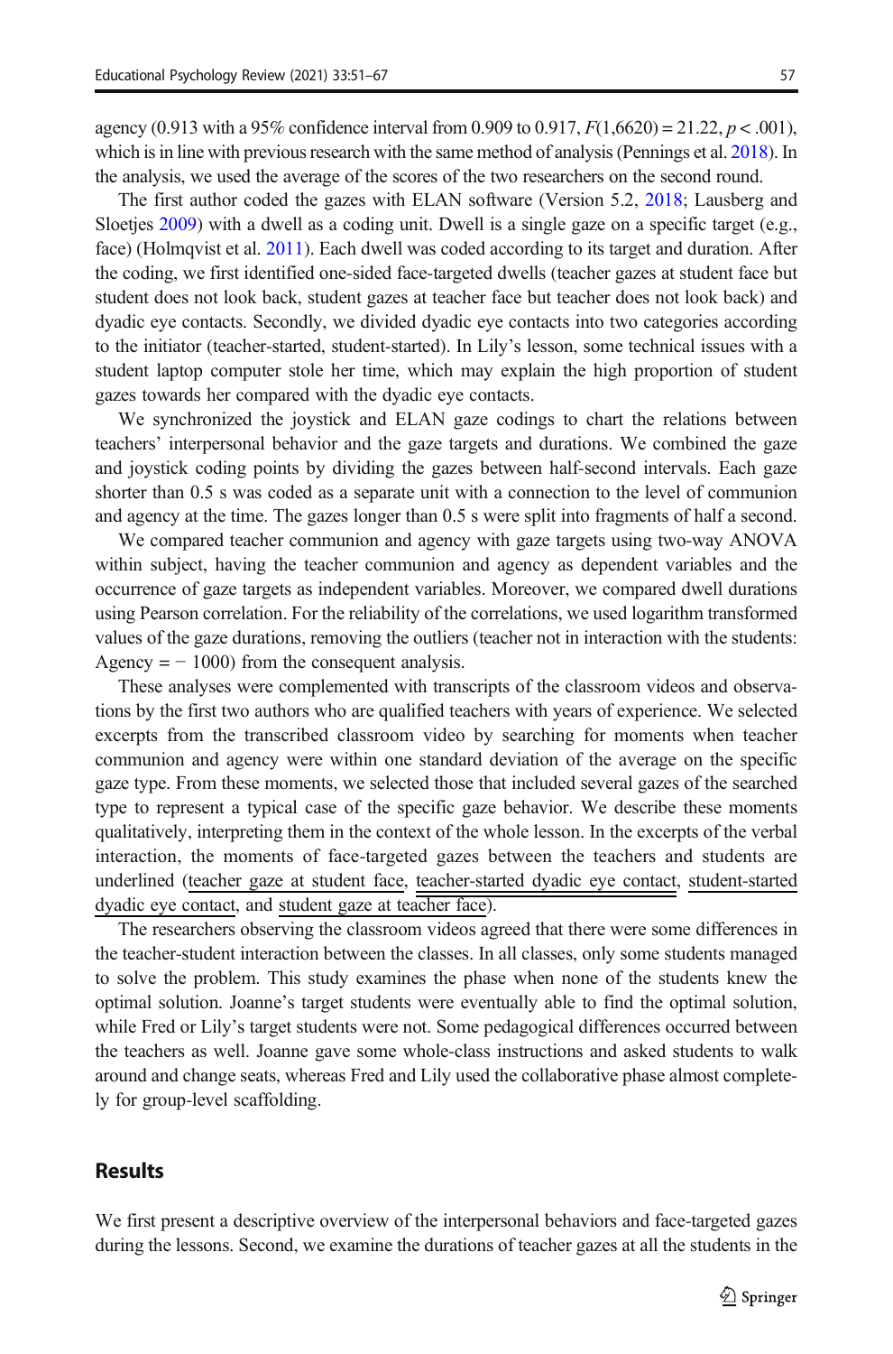agency (0.913 with a 95% confidence interval from 0.909 to 0.917, $F(1,6620) = 21.22$, $p < .001$), which is in line with previous research with the same method of analysis (Pennings et al. 2018). In the analysis, we used the average of the scores of the two researchers on the second round.

The first author coded the gazes with ELAN software (Version 5.2, 2018; Lausberg and Sloetjes 2009) with a dwell as a coding unit. Dwell is a single gaze on a specific target (e.g., face) (Holmqvist et al. 2011). Each dwell was coded according to its target and duration. After the coding, we first identified one-sided face-targeted dwells (teacher gazes at student face but student does not look back, student gazes at teacher face but teacher does not look back) and dyadic eye contacts. Secondly, we divided dyadic eye contacts into two categories according to the initiator (teacher-started, student-started). In Lily's lesson, some technical issues with a student laptop computer stole her time, which may explain the high proportion of student gazes towards her compared with the dyadic eye contacts.

We synchronized the joystick and ELAN gaze codings to chart the relations between teachers' interpersonal behavior and the gaze targets and durations. We combined the gaze and joystick coding points by dividing the gazes between half-second intervals. Each gaze shorter than 0.5 s was coded as a separate unit with a connection to the level of communion and agency at the time. The gazes longer than 0.5 s were split into fragments of half a second.

We compared teacher communion and agency with gaze targets using two-way ANOVA within subject, having the teacher communion and agency as dependent variables and the occurrence of gaze targets as independent variables. Moreover, we compared dwell durations using Pearson correlation. For the reliability of the correlations, we used logarithm transformed values of the gaze durations, removing the outliers (teacher not in interaction with the students: Agency = − 1000) from the consequent analysis.

These analyses were complemented with transcripts of the classroom videos and observations by the first two authors who are qualified teachers with years of experience. We selected excerpts from the transcribed classroom video by searching for moments when teacher communion and agency were within one standard deviation of the average on the specific gaze type. From these moments, we selected those that included several gazes of the searched type to represent a typical case of the specific gaze behavior. We describe these moments qualitatively, interpreting them in the context of the whole lesson. In the excerpts of the verbal interaction, the moments of face-targeted gazes between the teachers and students are underlined (teacher gaze at student face, teacher-started dyadic eye contact, student-started dyadic eye contact, and student gaze at teacher face).

The researchers observing the classroom videos agreed that there were some differences in the teacher-student interaction between the classes. In all classes, only some students managed to solve the problem. This study examines the phase when none of the students knew the optimal solution. Joanne's target students were eventually able to find the optimal solution, while Fred or Lily's target students were not. Some pedagogical differences occurred between the teachers as well. Joanne gave some whole-class instructions and asked students to walk around and change seats, whereas Fred and Lily used the collaborative phase almost completely for group-level scaffolding.

## Results

We first present a descriptive overview of the interpersonal behaviors and face-targeted gazes during the lessons. Second, we examine the durations of teacher gazes at all the students in the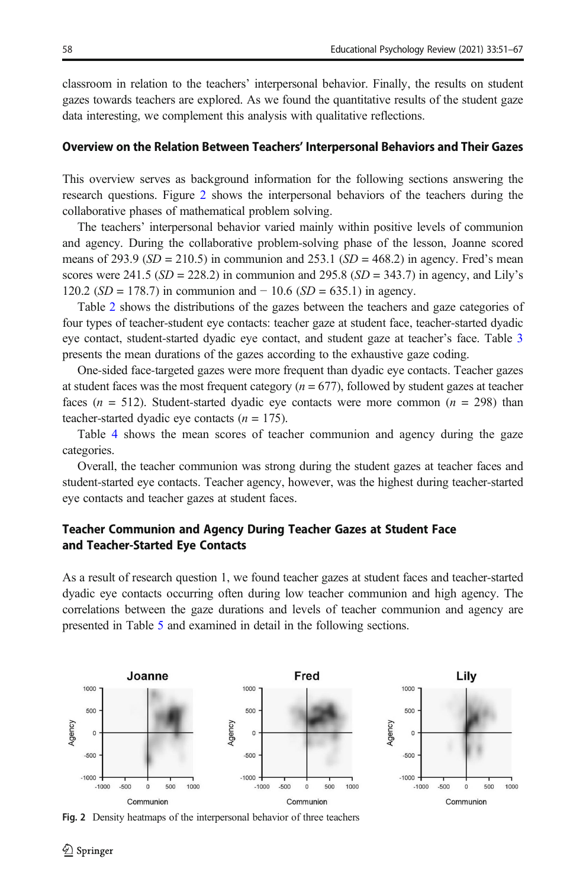classroom in relation to the teachers' interpersonal behavior. Finally, the results on student gazes towards teachers are explored. As we found the quantitative results of the student gaze data interesting, we complement this analysis with qualitative reflections.

### Overview on the Relation Between Teachers' Interpersonal Behaviors and Their Gazes

This overview serves as background information for the following sections answering the research questions. Figure 2 shows the interpersonal behaviors of the teachers during the collaborative phases of mathematical problem solving.

The teachers' interpersonal behavior varied mainly within positive levels of communion and agency. During the collaborative problem-solving phase of the lesson, Joanne scored means of 293.9 (*SD* = 210.5) in communion and 253.1 (*SD* = 468.2) in agency. Fred's mean scores were 241.5 (*SD* = 228.2) in communion and 295.8 (*SD* = 343.7) in agency, and Lily's 120.2 (*SD* = 178.7) in communion and − 10.6 (*SD* = 635.1) in agency.

Table 2 shows the distributions of the gazes between the teachers and gaze categories of four types of teacher-student eye contacts: teacher gaze at student face, teacher-started dyadic eye contact, student-started dyadic eye contact, and student gaze at teacher's face. Table 3 presents the mean durations of the gazes according to the exhaustive gaze coding.

One-sided face-targeted gazes were more frequent than dyadic eye contacts. Teacher gazes at student faces was the most frequent category (*n* = 677), followed by student gazes at teacher faces (*n* = 512). Student-started dyadic eye contacts were more common (*n* = 298) than teacher-started dyadic eye contacts (*n* = 175).

Table 4 shows the mean scores of teacher communion and agency during the gaze categories.

Overall, the teacher communion was strong during the student gazes at teacher faces and student-started eye contacts. Teacher agency, however, was the highest during teacher-started eye contacts and teacher gazes at student faces.

### Teacher Communion and Agency During Teacher Gazes at Student Face and Teacher-Started Eye Contacts

As a result of research question 1, we found teacher gazes at student faces and teacher-started dyadic eye contacts occurring often during low teacher communion and high agency. The correlations between the gaze durations and levels of teacher communion and agency are presented in Table 5 and examined in detail in the following sections.

**Fig. 2** Density heatmaps of the interpersonal behavior of three teachers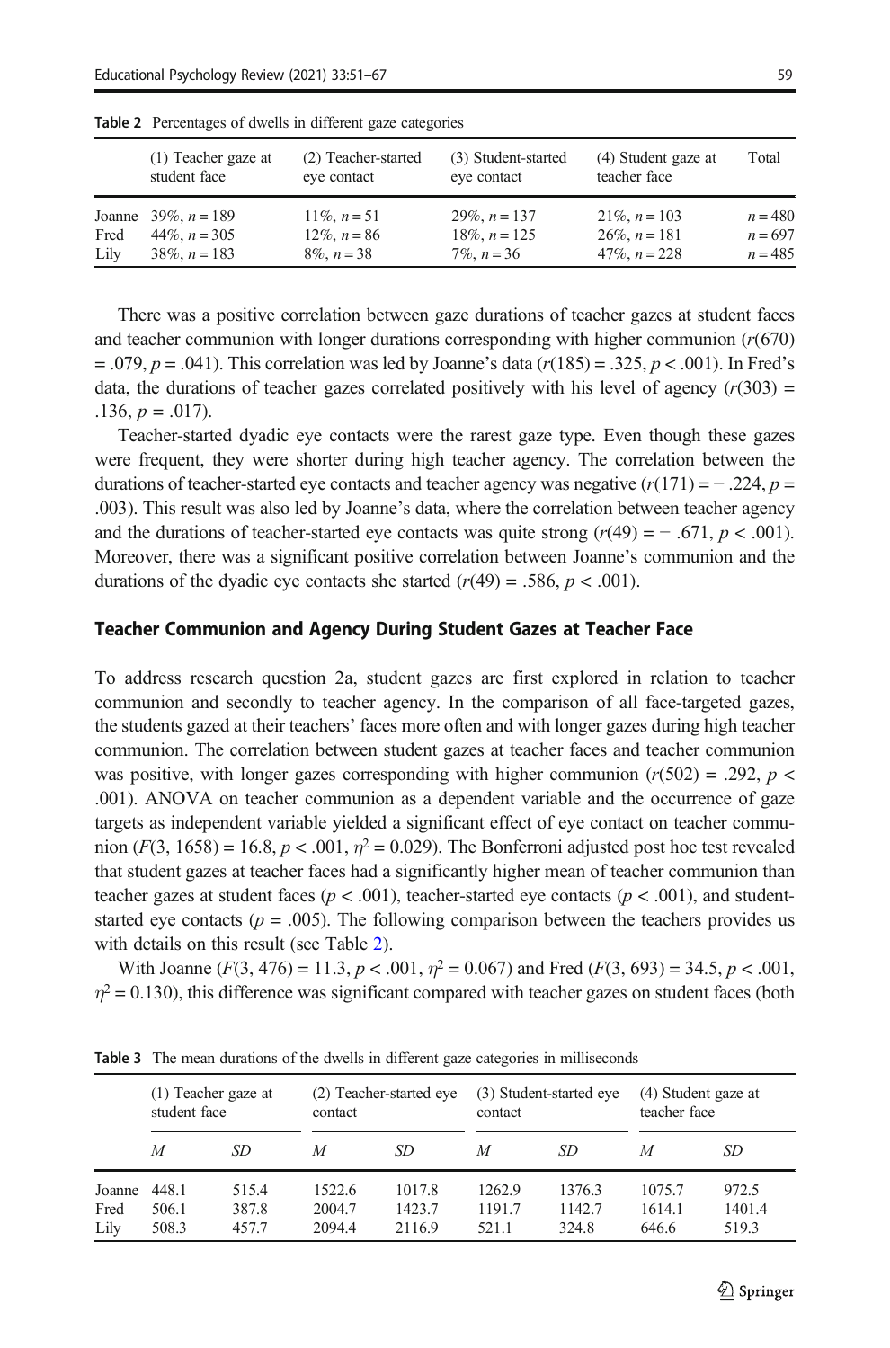**Table 2** Percentages of dwells in different gaze categories

| | (1) Teacher gaze at student face | (2) Teacher-started eye contact | (3) Student-started eye contact | (4) Student gaze at teacher face | Total |
|---|---|---|---|---|---|
| Joanne | 39%, $n = 189$ | 11%, $n = 51$ | 29%, $n = 137$ | 21%, $n = 103$ | $n = 480$ |
| Fred | 44%, $n = 305$ | 12%, $n = 86$ | 18%, $n = 125$ | 26%, $n = 181$ | $n = 697$ |
| Lily | 38%, $n = 183$ | 8%, $n = 38$ | 7%, $n = 36$ | 47%, $n = 228$ | $n = 485$ |

There was a positive correlation between gaze durations of teacher gazes at student faces and teacher communion with longer durations corresponding with higher communion ($r(670) = .079$, $p = .041$). This correlation was led by Joanne's data ($r(185) = .325$, $p < .001$). In Fred's data, the durations of teacher gazes correlated positively with his level of agency ($r(303) = .136$, $p = .017$).

Teacher-started dyadic eye contacts were the rarest gaze type. Even though these gazes were frequent, they were shorter during high teacher agency. The correlation between the durations of teacher-started eye contacts and teacher agency was negative ($r(171) = -.224$, $p = .003$). This result was also led by Joanne's data, where the correlation between teacher agency and the durations of teacher-started eye contacts was quite strong ($r(49) = -.671$, $p < .001$). Moreover, there was a significant positive correlation between Joanne's communion and the durations of the dyadic eye contacts she started ($r(49) = .586$, $p < .001$).

### Teacher Communion and Agency During Student Gazes at Teacher Face

To address research question 2a, student gazes are first explored in relation to teacher communion and secondly to teacher agency. In the comparison of all face-targeted gazes, the students gazed at their teachers' faces more often and with longer gazes during high teacher communion. The correlation between student gazes at teacher faces and teacher communion was positive, with longer gazes corresponding with higher communion ($r(502) = .292$, $p < .001$). ANOVA on teacher communion as a dependent variable and the occurrence of gaze targets as independent variable yielded a significant effect of eye contact on teacher communion ($F(3, 1658) = 16.8$, $p < .001$, $\eta^2 = 0.029$). The Bonferroni adjusted post hoc test revealed that student gazes at teacher faces had a significantly higher mean of teacher communion than teacher gazes at student faces ($p < .001$), teacher-started eye contacts ($p < .001$), and student-started eye contacts ($p = .005$). The following comparison between the teachers provides us with details on this result (see Table 2).

With Joanne ($F(3, 476) = 11.3$, $p < .001$, $\eta^2 = 0.067$) and Fred ($F(3, 693) = 34.5$, $p < .001$, $\eta^2 = 0.130$), this difference was significant compared with teacher gazes on student faces (both

**Table 3** The mean durations of the dwells in different gaze categories in milliseconds

| | (1) Teacher gaze at student face | | (2) Teacher-started eye contact | | (3) Student-started eye contact | | (4) Student gaze at teacher face | |
|---|---|---|---|---|---|---|---|---|
| | *M* | *SD* | *M* | *SD* | *M* | *SD* | *M* | *SD* |
| Joanne | 448.1 | 515.4 | 1522.6 | 1017.8 | 1262.9 | 1376.3 | 1075.7 | 972.5 |
| Fred | 506.1 | 387.8 | 2004.7 | 1423.7 | 1191.7 | 1142.7 | 1614.1 | 1401.4 |
| Lily | 508.3 | 457.7 | 2094.4 | 2116.9 | 521.1 | 324.8 | 646.6 | 519.3 |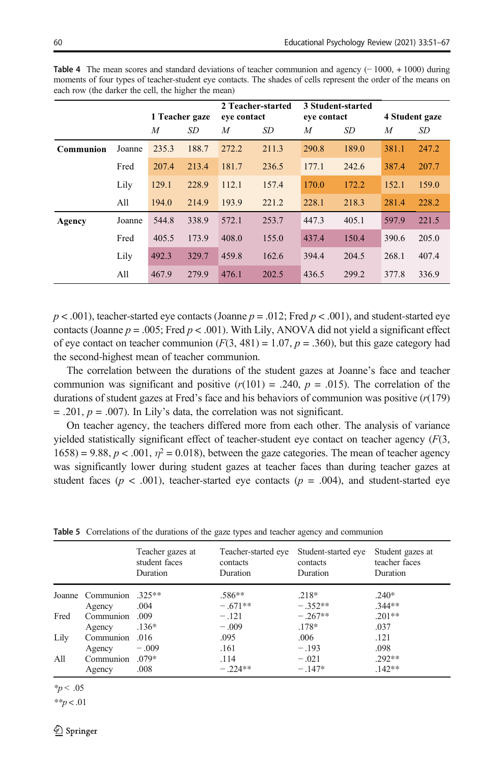**Table 4** The mean scores and standard deviations of teacher communion and agency (− 1000, + 1000) during moments of four types of teacher-student eye contacts. The shades of cells represent the order of the means on each row (the darker the cell, the higher the mean)

| | | 1 Teacher gaze | | 2 Teacher-started eye contact | | 3 Student-started eye contact | | 4 Student gaze | |
|---|---|---|---|---|---|---|---|---|---|
| | | *M* | *SD* | *M* | *SD* | *M* | *SD* | *M* | *SD* |
| **Communion** | Joanne | 235.3 | 188.7 | 272.2 | 211.3 | 290.8 | 189.0 | 381.1 | 247.2 |
| | Fred | 207.4 | 213.4 | 181.7 | 236.5 | 177.1 | 242.6 | 387.4 | 207.7 |
| | Lily | 129.1 | 228.9 | 112.1 | 157.4 | 170.0 | 172.2 | 152.1 | 159.0 |
| | All | 194.0 | 214.9 | 193.9 | 221.2 | 228.1 | 218.3 | 281.4 | 228.2 |
| **Agency** | Joanne | 544.8 | 338.9 | 572.1 | 253.7 | 447.3 | 405.1 | 597.9 | 221.5 |
| | Fred | 405.5 | 173.9 | 408.0 | 155.0 | 437.4 | 150.4 | 390.6 | 205.0 |
| | Lily | 492.3 | 329.7 | 459.8 | 162.6 | 394.4 | 204.5 | 268.1 | 407.4 |
| | All | 467.9 | 279.9 | 476.1 | 202.5 | 436.5 | 299.2 | 377.8 | 336.9 |

$p < .001$), teacher-started eye contacts (Joanne $p = .012$; Fred $p < .001$), and student-started eye contacts (Joanne $p = .005$; Fred $p < .001$). With Lily, ANOVA did not yield a significant effect of eye contact on teacher communion ($F(3, 481) = 1.07$, $p = .360$), but this gaze category had the second-highest mean of teacher communion.

The correlation between the durations of the student gazes at Joanne's face and teacher communion was significant and positive ($r(101) = .240$, $p = .015$). The correlation of the durations of student gazes at Fred's face and his behaviors of communion was positive ($r(179) = .201$, $p = .007$). In Lily's data, the correlation was not significant.

On teacher agency, the teachers differed more from each other. The analysis of variance yielded statistically significant effect of teacher-student eye contact on teacher agency ($F(3, 1658) = 9.88$, $p < .001$, $\eta^2 = 0.018$), between the gaze categories. The mean of teacher agency was significantly lower during student gazes at teacher faces than during teacher gazes at student faces ($p < .001$), teacher-started eye contacts ($p = .004$), and student-started eye

**Table 5** Correlations of the durations of the gaze types and teacher agency and communion

| | | Teacher gazes at student faces Duration | Teacher-started eye contacts Duration | Student-started eye contacts Duration | Student gazes at teacher faces Duration |
|---|---|---|---|---|---|
| Joanne | Communion | .325** | .586** | .218* | .240* |
| | Agency | .004 | − .671** | − .352** | .344** |
| Fred | Communion | .009 | − .121 | − .267** | .201** |
| | Agency | .136* | − .009 | .178* | .037 |
| Lily | Communion | .016 | .095 | .006 | .121 |
| | Agency | − .009 | .161 | − .193 | .098 |
| All | Communion | .079* | .114 | − .021 | .292** |
| | Agency | .008 | − .224** | − .147* | .142** |

*$p < .05$

**$p < .01$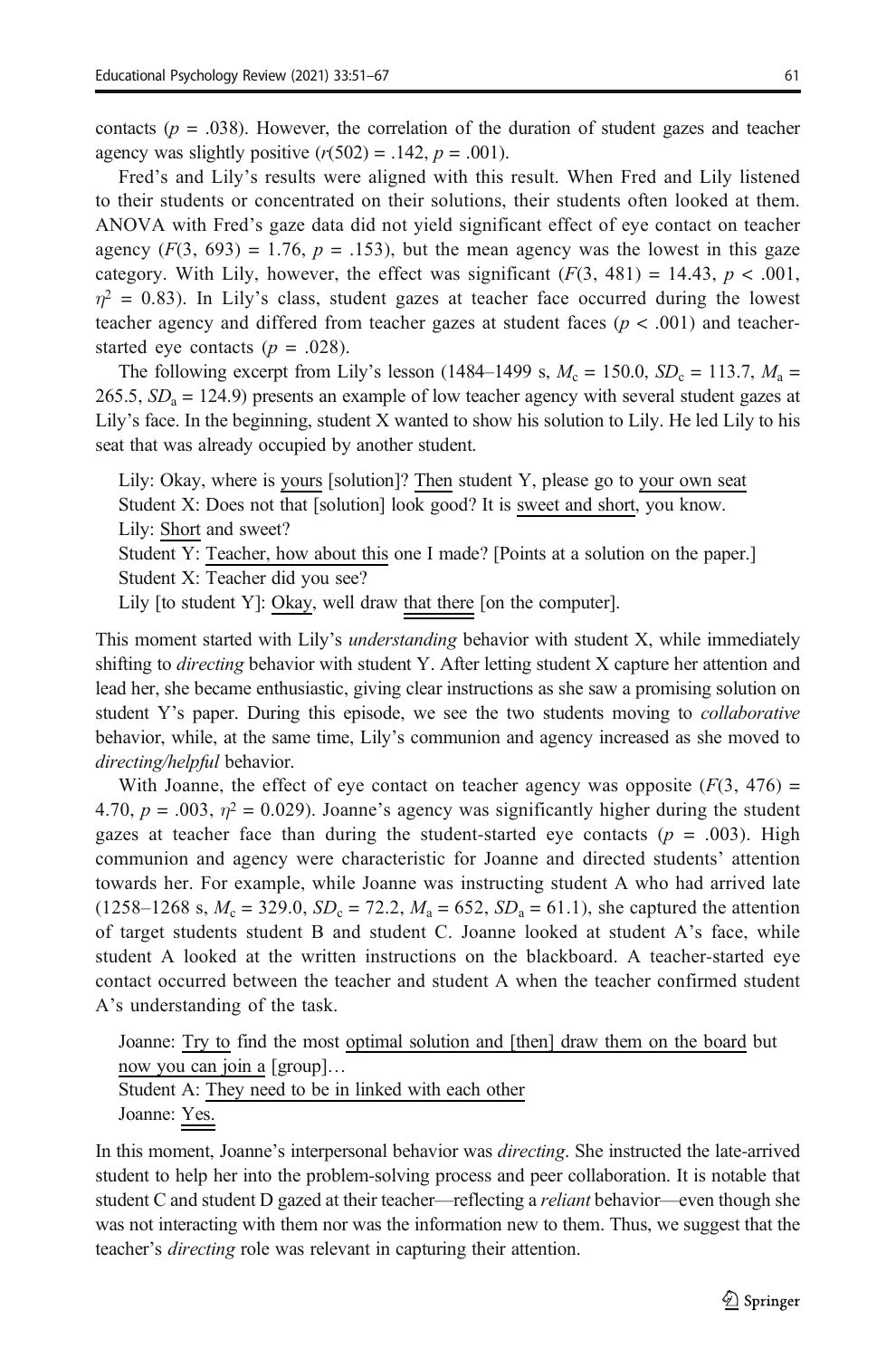contacts ($p = .038$). However, the correlation of the duration of student gazes and teacher agency was slightly positive ($r(502) = .142$, $p = .001$).

Fred's and Lily's results were aligned with this result. When Fred and Lily listened to their students or concentrated on their solutions, their students often looked at them. ANOVA with Fred's gaze data did not yield significant effect of eye contact on teacher agency ($F(3, 693) = 1.76$, $p = .153$), but the mean agency was the lowest in this gaze category. With Lily, however, the effect was significant ($F(3, 481) = 14.43$, $p < .001$, $\eta^2 = 0.83$). In Lily's class, student gazes at teacher face occurred during the lowest teacher agency and differed from teacher gazes at student faces ($p < .001$) and teacher-started eye contacts ($p = .028$).

The following excerpt from Lily's lesson (1484–1499 s, $M_c = 150.0$, $SD_c = 113.7$, $M_a = 265.5$, $SD_a = 124.9$) presents an example of low teacher agency with several student gazes at Lily's face. In the beginning, student X wanted to show his solution to Lily. He led Lily to his seat that was already occupied by another student.

> Lily: Okay, where is yours [solution]? Then student Y, please go to your own seat
> Student X: Does not that [solution] look good? It is sweet and short, you know.
> Lily: Short and sweet?
> Student Y: Teacher, how about this one I made? [Points at a solution on the paper.]
> Student X: Teacher did you see?
> Lily [to student Y]: Okay, well draw that there [on the computer].

This moment started with Lily's *understanding* behavior with student X, while immediately shifting to *directing* behavior with student Y. After letting student X capture her attention and lead her, she became enthusiastic, giving clear instructions as she saw a promising solution on student Y's paper. During this episode, we see the two students moving to *collaborative* behavior, while, at the same time, Lily's communion and agency increased as she moved to *directing/helpful* behavior.

With Joanne, the effect of eye contact on teacher agency was opposite ($F(3, 476) = 4.70$, $p = .003$, $\eta^2 = 0.029$). Joanne's agency was significantly higher during the student gazes at teacher face than during the student-started eye contacts ($p = .003$). High communion and agency were characteristic for Joanne and directed students' attention towards her. For example, while Joanne was instructing student A who had arrived late (1258–1268 s, $M_c = 329.0$, $SD_c = 72.2$, $M_a = 652$, $SD_a = 61.1$), she captured the attention of target students student B and student C. Joanne looked at student A's face, while student A looked at the written instructions on the blackboard. A teacher-started eye contact occurred between the teacher and student A when the teacher confirmed student A's understanding of the task.

> Joanne: Try to find the most optimal solution and [then] draw them on the board but now you can join a [group]…
> Student A: They need to be in linked with each other
> Joanne: Yes.

In this moment, Joanne's interpersonal behavior was *directing*. She instructed the late-arrived student to help her into the problem-solving process and peer collaboration. It is notable that student C and student D gazed at their teacher—reflecting a *reliant* behavior—even though she was not interacting with them nor was the information new to them. Thus, we suggest that the teacher's *directing* role was relevant in capturing their attention.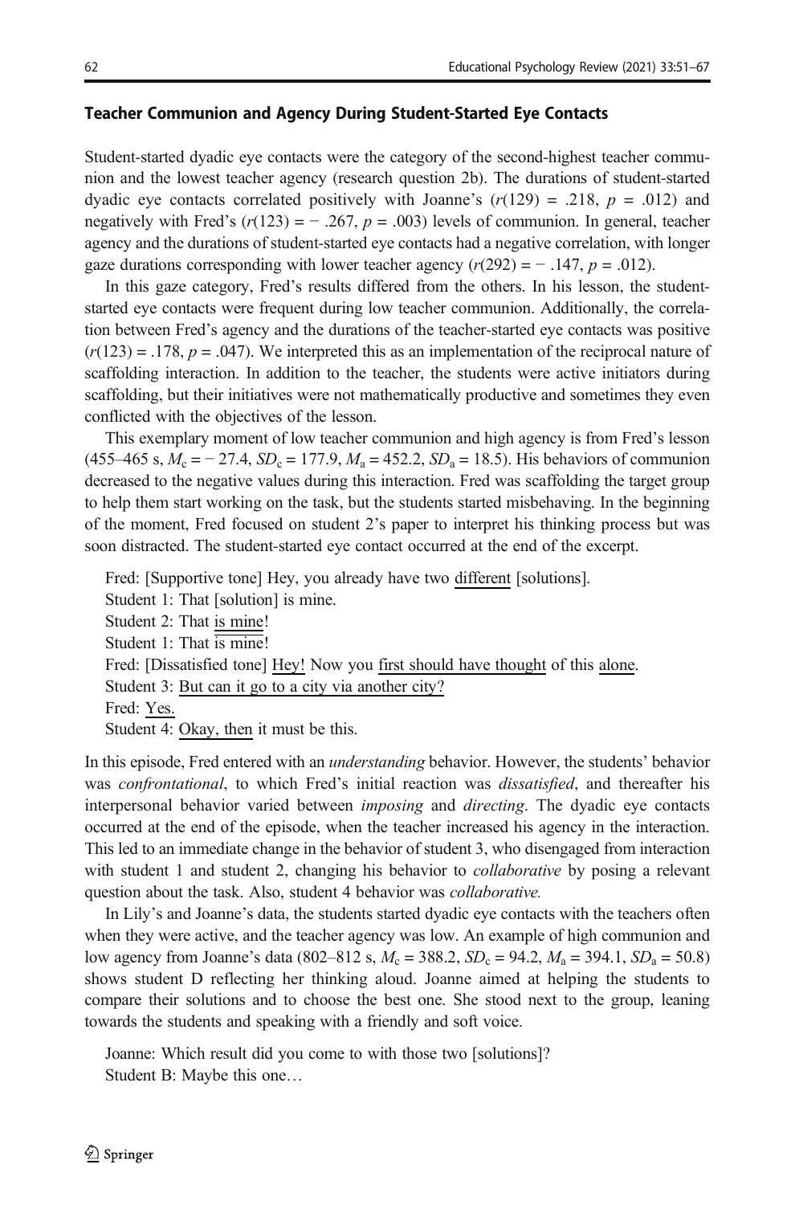### Teacher Communion and Agency During Student-Started Eye Contacts

Student-started dyadic eye contacts were the category of the second-highest teacher communion and the lowest teacher agency (research question 2b). The durations of student-started dyadic eye contacts correlated positively with Joanne's ($r(129) = .218$, $p = .012$) and negatively with Fred's ($r(123) = -.267$, $p = .003$) levels of communion. In general, teacher agency and the durations of student-started eye contacts had a negative correlation, with longer gaze durations corresponding with lower teacher agency ($r(292) = -.147$, $p = .012$).

In this gaze category, Fred's results differed from the others. In his lesson, the student-started eye contacts were frequent during low teacher communion. Additionally, the correlation between Fred's agency and the durations of the teacher-started eye contacts was positive ($r(123) = .178$, $p = .047$). We interpreted this as an implementation of the reciprocal nature of scaffolding interaction. In addition to the teacher, the students were active initiators during scaffolding, but their initiatives were not mathematically productive and sometimes they even conflicted with the objectives of the lesson.

This exemplary moment of low teacher communion and high agency is from Fred's lesson (455–465 s, $M_c = -27.4$, $SD_c = 177.9$, $M_a = 452.2$, $SD_a = 18.5$). His behaviors of communion decreased to the negative values during this interaction. Fred was scaffolding the target group to help them start working on the task, but the students started misbehaving. In the beginning of the moment, Fred focused on student 2's paper to interpret his thinking process but was soon distracted. The student-started eye contact occurred at the end of the excerpt.

> Fred: [Supportive tone] Hey, you already have two different [solutions].
> Student 1: That [solution] is mine.
> Student 2: That is mine!
> Student 1: That is mine!
> Fred: [Dissatisfied tone] Hey! Now you first should have thought of this alone.
> Student 3: But can it go to a city via another city?
> Fred: Yes.
> Student 4: Okay, then it must be this.

In this episode, Fred entered with an *understanding* behavior. However, the students' behavior was *confrontational*, to which Fred's initial reaction was *dissatisfied*, and thereafter his interpersonal behavior varied between *imposing* and *directing*. The dyadic eye contacts occurred at the end of the episode, when the teacher increased his agency in the interaction. This led to an immediate change in the behavior of student 3, who disengaged from interaction with student 1 and student 2, changing his behavior to *collaborative* by posing a relevant question about the task. Also, student 4 behavior was *collaborative.*

In Lily's and Joanne's data, the students started dyadic eye contacts with the teachers often when they were active, and the teacher agency was low. An example of high communion and low agency from Joanne's data (802–812 s, $M_c = 388.2$, $SD_c = 94.2$, $M_a = 394.1$, $SD_a = 50.8$) shows student D reflecting her thinking aloud. Joanne aimed at helping the students to compare their solutions and to choose the best one. She stood next to the group, leaning towards the students and speaking with a friendly and soft voice.

> Joanne: Which result did you come to with those two [solutions]?
> Student B: Maybe this one…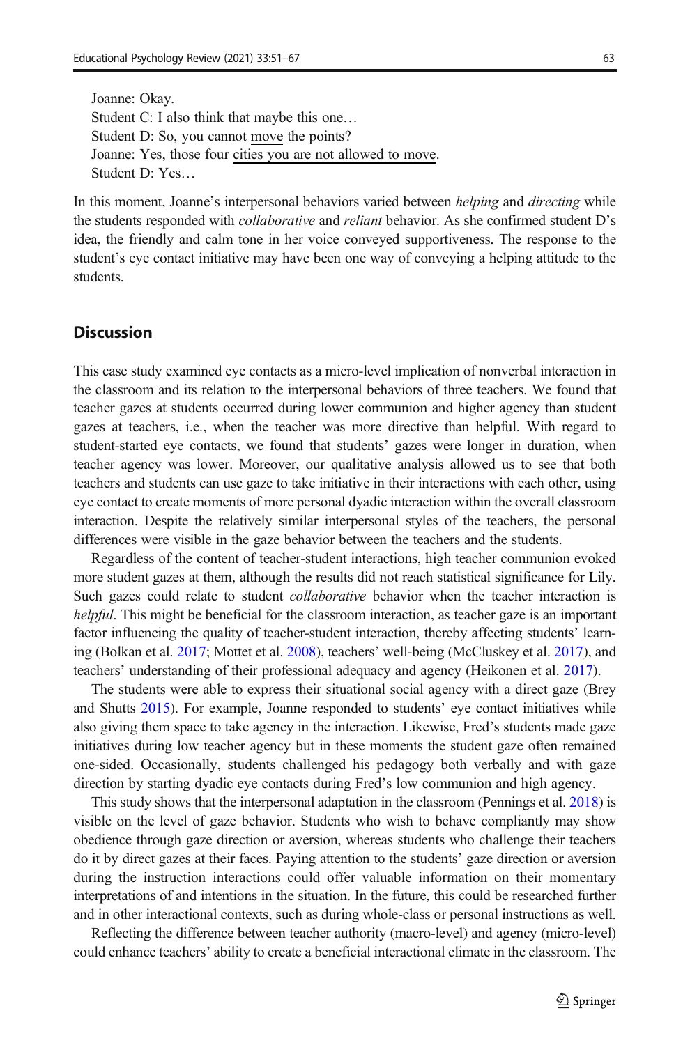Joanne: Okay.
Student C: I also think that maybe this one…
Student D: So, you cannot <u>move</u> the points?
Joanne: Yes, those four <u>cities you are not allowed to move</u>.
Student D: Yes…

In this moment, Joanne's interpersonal behaviors varied between *helping* and *directing* while the students responded with *collaborative* and *reliant* behavior. As she confirmed student D's idea, the friendly and calm tone in her voice conveyed supportiveness. The response to the student's eye contact initiative may have been one way of conveying a helping attitude to the students.

## Discussion

This case study examined eye contacts as a micro-level implication of nonverbal interaction in the classroom and its relation to the interpersonal behaviors of three teachers. We found that teacher gazes at students occurred during lower communion and higher agency than student gazes at teachers, i.e., when the teacher was more directive than helpful. With regard to student-started eye contacts, we found that students' gazes were longer in duration, when teacher agency was lower. Moreover, our qualitative analysis allowed us to see that both teachers and students can use gaze to take initiative in their interactions with each other, using eye contact to create moments of more personal dyadic interaction within the overall classroom interaction. Despite the relatively similar interpersonal styles of the teachers, the personal differences were visible in the gaze behavior between the teachers and the students.

Regardless of the content of teacher-student interactions, high teacher communion evoked more student gazes at them, although the results did not reach statistical significance for Lily. Such gazes could relate to student *collaborative* behavior when the teacher interaction is *helpful*. This might be beneficial for the classroom interaction, as teacher gaze is an important factor influencing the quality of teacher-student interaction, thereby affecting students' learning (Bolkan et al. 2017; Mottet et al. 2008), teachers' well-being (McCluskey et al. 2017), and teachers' understanding of their professional adequacy and agency (Heikonen et al. 2017).

The students were able to express their situational social agency with a direct gaze (Brey and Shutts 2015). For example, Joanne responded to students' eye contact initiatives while also giving them space to take agency in the interaction. Likewise, Fred's students made gaze initiatives during low teacher agency but in these moments the student gaze often remained one-sided. Occasionally, students challenged his pedagogy both verbally and with gaze direction by starting dyadic eye contacts during Fred's low communion and high agency.

This study shows that the interpersonal adaptation in the classroom (Pennings et al. 2018) is visible on the level of gaze behavior. Students who wish to behave compliantly may show obedience through gaze direction or aversion, whereas students who challenge their teachers do it by direct gazes at their faces. Paying attention to the students' gaze direction or aversion during the instruction interactions could offer valuable information on their momentary interpretations of and intentions in the situation. In the future, this could be researched further and in other interactional contexts, such as during whole-class or personal instructions as well.

Reflecting the difference between teacher authority (macro-level) and agency (micro-level) could enhance teachers' ability to create a beneficial interactional climate in the classroom. The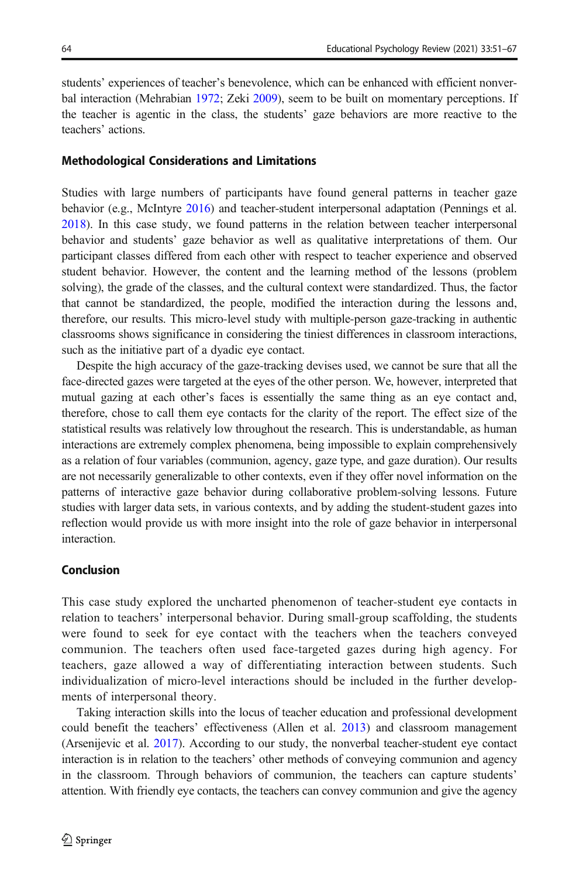students' experiences of teacher's benevolence, which can be enhanced with efficient nonverbal interaction (Mehrabian 1972; Zeki 2009), seem to be built on momentary perceptions. If the teacher is agentic in the class, the students' gaze behaviors are more reactive to the teachers' actions.

#### Methodological Considerations and Limitations

Studies with large numbers of participants have found general patterns in teacher gaze behavior (e.g., McIntyre 2016) and teacher-student interpersonal adaptation (Pennings et al. 2018). In this case study, we found patterns in the relation between teacher interpersonal behavior and students' gaze behavior as well as qualitative interpretations of them. Our participant classes differed from each other with respect to teacher experience and observed student behavior. However, the content and the learning method of the lessons (problem solving), the grade of the classes, and the cultural context were standardized. Thus, the factor that cannot be standardized, the people, modified the interaction during the lessons and, therefore, our results. This micro-level study with multiple-person gaze-tracking in authentic classrooms shows significance in considering the tiniest differences in classroom interactions, such as the initiative part of a dyadic eye contact.

Despite the high accuracy of the gaze-tracking devises used, we cannot be sure that all the face-directed gazes were targeted at the eyes of the other person. We, however, interpreted that mutual gazing at each other's faces is essentially the same thing as an eye contact and, therefore, chose to call them eye contacts for the clarity of the report. The effect size of the statistical results was relatively low throughout the research. This is understandable, as human interactions are extremely complex phenomena, being impossible to explain comprehensively as a relation of four variables (communion, agency, gaze type, and gaze duration). Our results are not necessarily generalizable to other contexts, even if they offer novel information on the patterns of interactive gaze behavior during collaborative problem-solving lessons. Future studies with larger data sets, in various contexts, and by adding the student-student gazes into reflection would provide us with more insight into the role of gaze behavior in interpersonal interaction.

#### Conclusion

This case study explored the uncharted phenomenon of teacher-student eye contacts in relation to teachers' interpersonal behavior. During small-group scaffolding, the students were found to seek for eye contact with the teachers when the teachers conveyed communion. The teachers often used face-targeted gazes during high agency. For teachers, gaze allowed a way of differentiating interaction between students. Such individualization of micro-level interactions should be included in the further developments of interpersonal theory.

Taking interaction skills into the locus of teacher education and professional development could benefit the teachers' effectiveness (Allen et al. 2013) and classroom management (Arsenijevic et al. 2017). According to our study, the nonverbal teacher-student eye contact interaction is in relation to the teachers' other methods of conveying communion and agency in the classroom. Through behaviors of communion, the teachers can capture students' attention. With friendly eye contacts, the teachers can convey communion and give the agency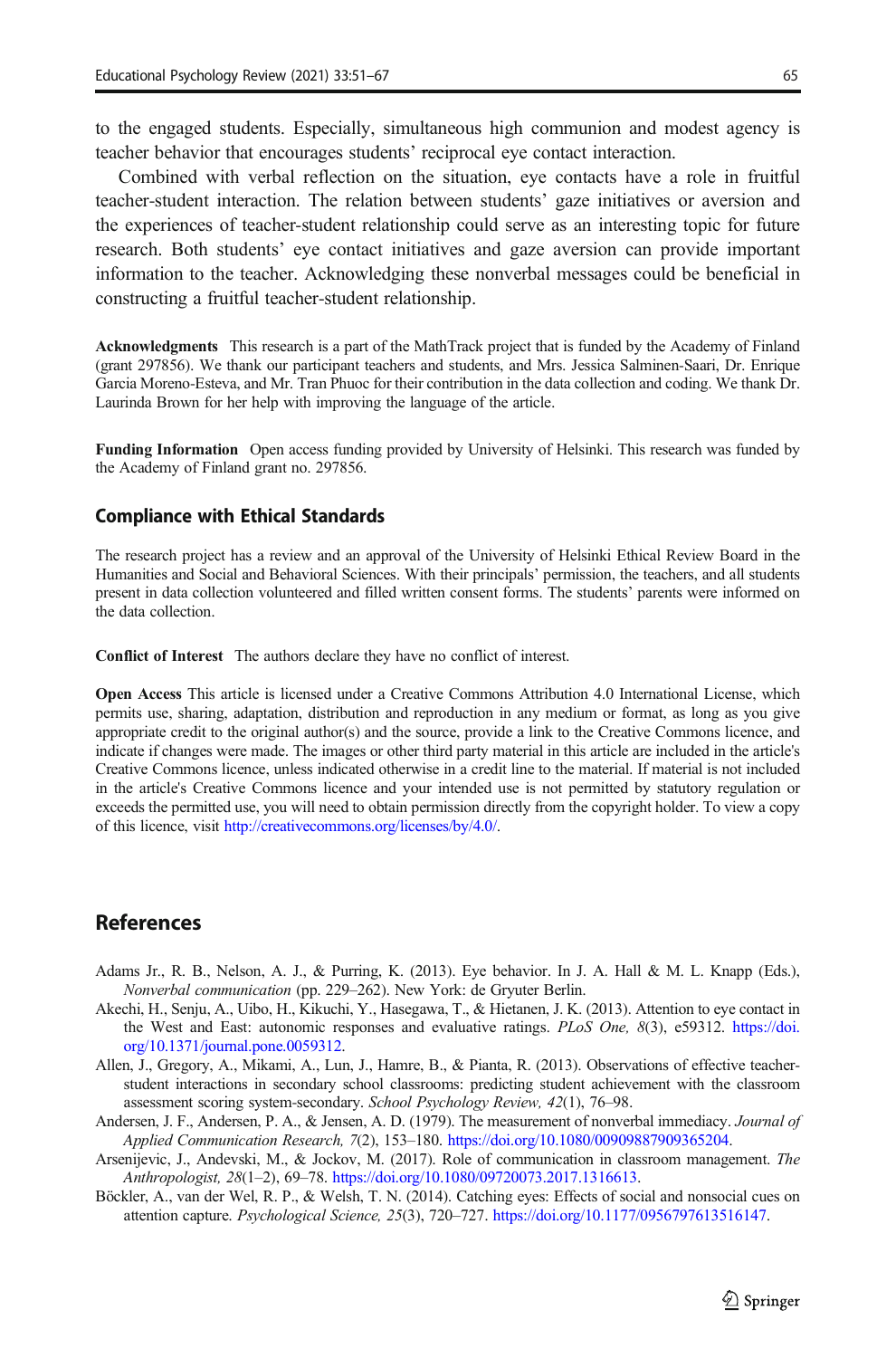to the engaged students. Especially, simultaneous high communion and modest agency is teacher behavior that encourages students' reciprocal eye contact interaction.

Combined with verbal reflection on the situation, eye contacts have a role in fruitful teacher-student interaction. The relation between students' gaze initiatives or aversion and the experiences of teacher-student relationship could serve as an interesting topic for future research. Both students' eye contact initiatives and gaze aversion can provide important information to the teacher. Acknowledging these nonverbal messages could be beneficial in constructing a fruitful teacher-student relationship.

**Acknowledgments** This research is a part of the MathTrack project that is funded by the Academy of Finland (grant 297856). We thank our participant teachers and students, and Mrs. Jessica Salminen-Saari, Dr. Enrique Garcia Moreno-Esteva, and Mr. Tran Phuoc for their contribution in the data collection and coding. We thank Dr. Laurinda Brown for her help with improving the language of the article.

**Funding Information** Open access funding provided by University of Helsinki. This research was funded by the Academy of Finland grant no. 297856.

## Compliance with Ethical Standards

The research project has a review and an approval of the University of Helsinki Ethical Review Board in the Humanities and Social and Behavioral Sciences. With their principals' permission, the teachers, and all students present in data collection volunteered and filled written consent forms. The students' parents were informed on the data collection.

**Conflict of Interest** The authors declare they have no conflict of interest.

**Open Access** This article is licensed under a Creative Commons Attribution 4.0 International License, which permits use, sharing, adaptation, distribution and reproduction in any medium or format, as long as you give appropriate credit to the original author(s) and the source, provide a link to the Creative Commons licence, and indicate if changes were made. The images or other third party material in this article are included in the article's Creative Commons licence, unless indicated otherwise in a credit line to the material. If material is not included in the article's Creative Commons licence and your intended use is not permitted by statutory regulation or exceeds the permitted use, you will need to obtain permission directly from the copyright holder. To view a copy of this licence, visit http://creativecommons.org/licenses/by/4.0/.

## References

Adams Jr., R. B., Nelson, A. J., & Purring, K. (2013). Eye behavior. In J. A. Hall & M. L. Knapp (Eds.), *Nonverbal communication* (pp. 229–262). New York: de Gryuter Berlin.

Akechi, H., Senju, A., Uibo, H., Kikuchi, Y., Hasegawa, T., & Hietanen, J. K. (2013). Attention to eye contact in the West and East: autonomic responses and evaluative ratings. *PLoS One, 8*(3), e59312. https://doi.org/10.1371/journal.pone.0059312.

Allen, J., Gregory, A., Mikami, A., Lun, J., Hamre, B., & Pianta, R. (2013). Observations of effective teacher-student interactions in secondary school classrooms: predicting student achievement with the classroom assessment scoring system-secondary. *School Psychology Review, 42*(1), 76–98.

Andersen, J. F., Andersen, P. A., & Jensen, A. D. (1979). The measurement of nonverbal immediacy. *Journal of Applied Communication Research, 7*(2), 153–180. https://doi.org/10.1080/00909887909365204.

Arsenijevic, J., Andevski, M., & Jockov, M. (2017). Role of communication in classroom management. *The Anthropologist, 28*(1–2), 69–78. https://doi.org/10.1080/09720073.2017.1316613.

Böckler, A., van der Wel, R. P., & Welsh, T. N. (2014). Catching eyes: Effects of social and nonsocial cues on attention capture. *Psychological Science, 25*(3), 720–727. https://doi.org/10.1177/0956797613516147.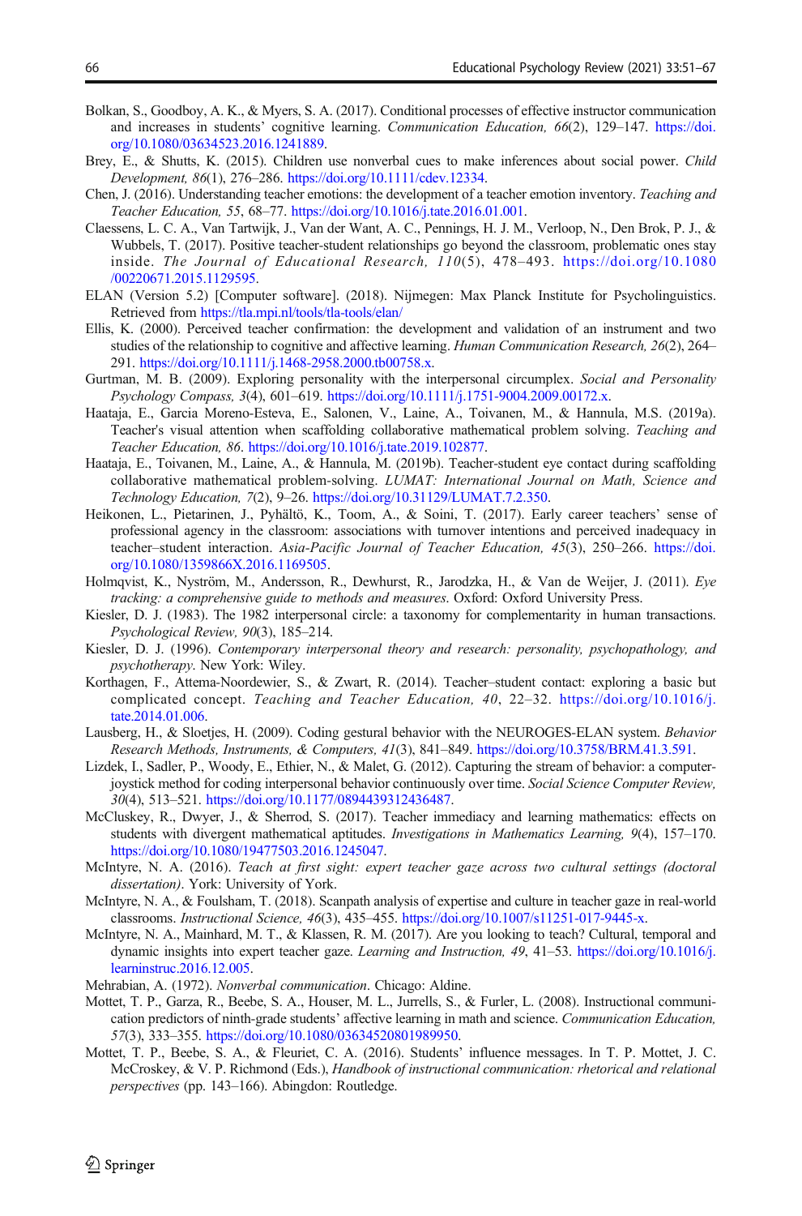Bolkan, S., Goodboy, A. K., & Myers, S. A. (2017). Conditional processes of effective instructor communication and increases in students' cognitive learning. *Communication Education, 66*(2), 129–147. https://doi.org/10.1080/03634523.2016.1241889.

Brey, E., & Shutts, K. (2015). Children use nonverbal cues to make inferences about social power. *Child Development, 86*(1), 276–286. https://doi.org/10.1111/cdev.12334.

Chen, J. (2016). Understanding teacher emotions: the development of a teacher emotion inventory. *Teaching and Teacher Education, 55*, 68–77. https://doi.org/10.1016/j.tate.2016.01.001.

Claessens, L. C. A., Van Tartwijk, J., Van der Want, A. C., Pennings, H. J. M., Verloop, N., Den Brok, P. J., & Wubbels, T. (2017). Positive teacher-student relationships go beyond the classroom, problematic ones stay inside. *The Journal of Educational Research, 110*(5), 478–493. https://doi.org/10.1080/00220671.2015.1129595.

ELAN (Version 5.2) [Computer software]. (2018). Nijmegen: Max Planck Institute for Psycholinguistics. Retrieved from https://tla.mpi.nl/tools/tla-tools/elan/

Ellis, K. (2000). Perceived teacher confirmation: the development and validation of an instrument and two studies of the relationship to cognitive and affective learning. *Human Communication Research, 26*(2), 264–291. https://doi.org/10.1111/j.1468-2958.2000.tb00758.x.

Gurtman, M. B. (2009). Exploring personality with the interpersonal circumplex. *Social and Personality Psychology Compass, 3*(4), 601–619. https://doi.org/10.1111/j.1751-9004.2009.00172.x.

Haataja, E., Garcia Moreno-Esteva, E., Salonen, V., Laine, A., Toivanen, M., & Hannula, M.S. (2019a). Teacher's visual attention when scaffolding collaborative mathematical problem solving. *Teaching and Teacher Education, 86*. https://doi.org/10.1016/j.tate.2019.102877.

Haataja, E., Toivanen, M., Laine, A., & Hannula, M. (2019b). Teacher-student eye contact during scaffolding collaborative mathematical problem-solving. *LUMAT: International Journal on Math, Science and Technology Education, 7*(2), 9–26. https://doi.org/10.31129/LUMAT.7.2.350.

Heikonen, L., Pietarinen, J., Pyhältö, K., Toom, A., & Soini, T. (2017). Early career teachers' sense of professional agency in the classroom: associations with turnover intentions and perceived inadequacy in teacher–student interaction. *Asia-Pacific Journal of Teacher Education, 45*(3), 250–266. https://doi.org/10.1080/1359866X.2016.1169505.

Holmqvist, K., Nyström, M., Andersson, R., Dewhurst, R., Jarodzka, H., & Van de Weijer, J. (2011). *Eye tracking: a comprehensive guide to methods and measures*. Oxford: Oxford University Press.

Kiesler, D. J. (1983). The 1982 interpersonal circle: a taxonomy for complementarity in human transactions. *Psychological Review, 90*(3), 185–214.

Kiesler, D. J. (1996). *Contemporary interpersonal theory and research: personality, psychopathology, and psychotherapy*. New York: Wiley.

Korthagen, F., Attema-Noordewier, S., & Zwart, R. (2014). Teacher–student contact: exploring a basic but complicated concept. *Teaching and Teacher Education, 40*, 22–32. https://doi.org/10.1016/j.tate.2014.01.006.

Lausberg, H., & Sloetjes, H. (2009). Coding gestural behavior with the NEUROGES-ELAN system. *Behavior Research Methods, Instruments, & Computers, 41*(3), 841–849. https://doi.org/10.3758/BRM.41.3.591.

Lizdek, I., Sadler, P., Woody, E., Ethier, N., & Malet, G. (2012). Capturing the stream of behavior: a computer-joystick method for coding interpersonal behavior continuously over time. *Social Science Computer Review, 30*(4), 513–521. https://doi.org/10.1177/0894439312436487.

McCluskey, R., Dwyer, J., & Sherrod, S. (2017). Teacher immediacy and learning mathematics: effects on students with divergent mathematical aptitudes. *Investigations in Mathematics Learning, 9*(4), 157–170. https://doi.org/10.1080/19477503.2016.1245047.

McIntyre, N. A. (2016). *Teach at first sight: expert teacher gaze across two cultural settings (doctoral dissertation)*. York: University of York.

McIntyre, N. A., & Foulsham, T. (2018). Scanpath analysis of expertise and culture in teacher gaze in real-world classrooms. *Instructional Science, 46*(3), 435–455. https://doi.org/10.1007/s11251-017-9445-x.

McIntyre, N. A., Mainhard, M. T., & Klassen, R. M. (2017). Are you looking to teach? Cultural, temporal and dynamic insights into expert teacher gaze. *Learning and Instruction, 49*, 41–53. https://doi.org/10.1016/j.learninstruc.2016.12.005.

Mehrabian, A. (1972). *Nonverbal communication*. Chicago: Aldine.

Mottet, T. P., Garza, R., Beebe, S. A., Houser, M. L., Jurrells, S., & Furler, L. (2008). Instructional communication predictors of ninth-grade students' affective learning in math and science. *Communication Education, 57*(3), 333–355. https://doi.org/10.1080/03634520801989950.

Mottet, T. P., Beebe, S. A., & Fleuriet, C. A. (2016). Students' influence messages. In T. P. Mottet, J. C. McCroskey, & V. P. Richmond (Eds.), *Handbook of instructional communication: rhetorical and relational perspectives* (pp. 143–166). Abingdon: Routledge.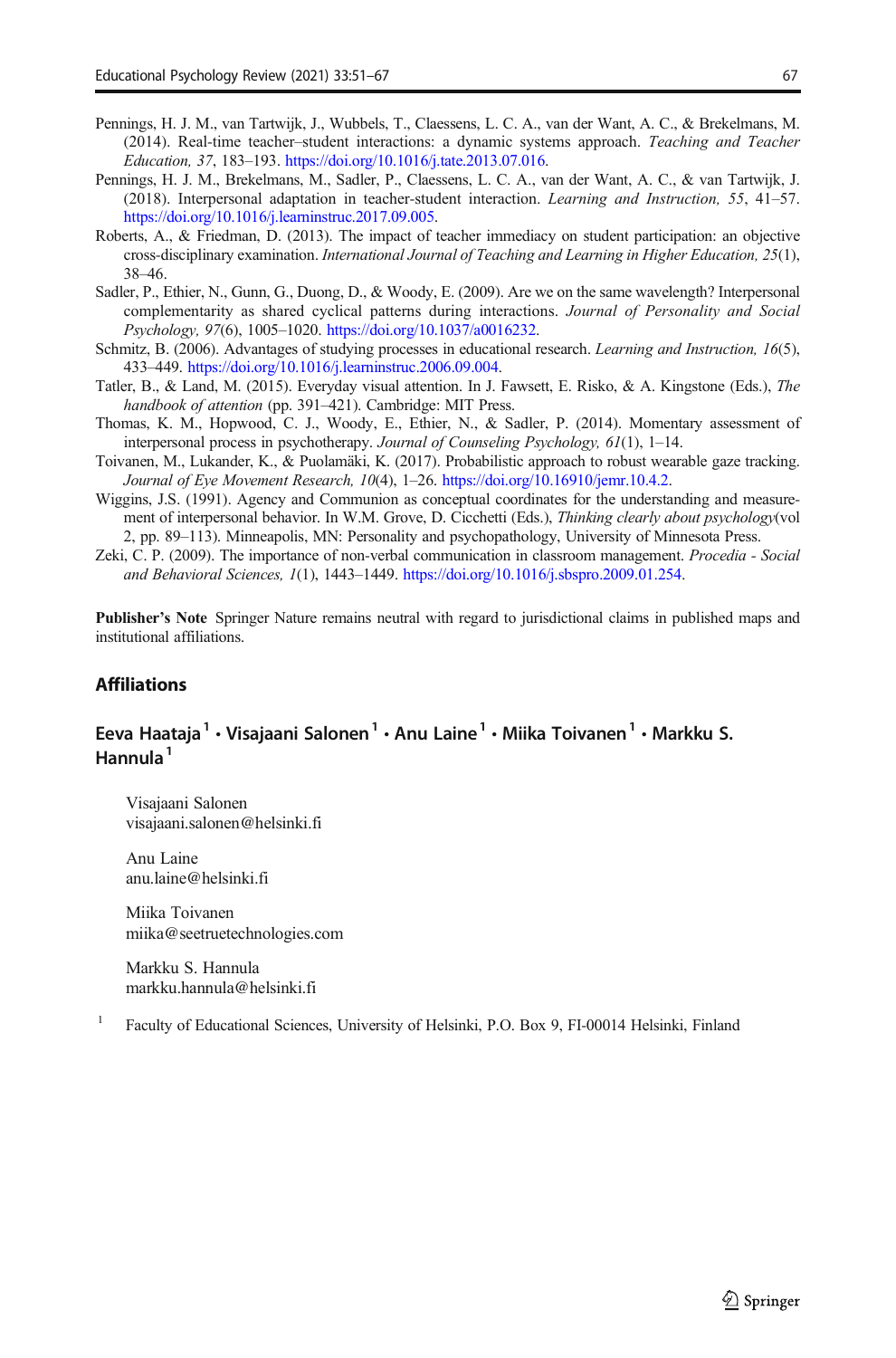Pennings, H. J. M., van Tartwijk, J., Wubbels, T., Claessens, L. C. A., van der Want, A. C., & Brekelmans, M. (2014). Real-time teacher–student interactions: a dynamic systems approach. *Teaching and Teacher Education, 37*, 183–193. https://doi.org/10.1016/j.tate.2013.07.016.

Pennings, H. J. M., Brekelmans, M., Sadler, P., Claessens, L. C. A., van der Want, A. C., & van Tartwijk, J. (2018). Interpersonal adaptation in teacher-student interaction. *Learning and Instruction, 55*, 41–57. https://doi.org/10.1016/j.learninstruc.2017.09.005.

Roberts, A., & Friedman, D. (2013). The impact of teacher immediacy on student participation: an objective cross-disciplinary examination. *International Journal of Teaching and Learning in Higher Education, 25*(1), 38–46.

Sadler, P., Ethier, N., Gunn, G., Duong, D., & Woody, E. (2009). Are we on the same wavelength? Interpersonal complementarity as shared cyclical patterns during interactions. *Journal of Personality and Social Psychology, 97*(6), 1005–1020. https://doi.org/10.1037/a0016232.

Schmitz, B. (2006). Advantages of studying processes in educational research. *Learning and Instruction, 16*(5), 433–449. https://doi.org/10.1016/j.learninstruc.2006.09.004.

Tatler, B., & Land, M. (2015). Everyday visual attention. In J. Fawsett, E. Risko, & A. Kingstone (Eds.), *The handbook of attention* (pp. 391–421). Cambridge: MIT Press.

Thomas, K. M., Hopwood, C. J., Woody, E., Ethier, N., & Sadler, P. (2014). Momentary assessment of interpersonal process in psychotherapy. *Journal of Counseling Psychology, 61*(1), 1–14.

Toivanen, M., Lukander, K., & Puolamäki, K. (2017). Probabilistic approach to robust wearable gaze tracking. *Journal of Eye Movement Research, 10*(4), 1–26. https://doi.org/10.16910/jemr.10.4.2.

Wiggins, J.S. (1991). Agency and Communion as conceptual coordinates for the understanding and measurement of interpersonal behavior. In W.M. Grove, D. Cicchetti (Eds.), *Thinking clearly about psychology*(vol 2, pp. 89–113). Minneapolis, MN: Personality and psychopathology, University of Minnesota Press.

Zeki, C. P. (2009). The importance of non-verbal communication in classroom management. *Procedia - Social and Behavioral Sciences, 1*(1), 1443–1449. https://doi.org/10.1016/j.sbspro.2009.01.254.

**Publisher's Note** Springer Nature remains neutral with regard to jurisdictional claims in published maps and institutional affiliations.

## Affiliations

### Eeva Haataja[1] • Visajaani Salonen[1] • Anu Laine[1] • Miika Toivanen[1] • Markku S. Hannula[1]

Visajaani Salonen
visajaani.salonen@helsinki.fi

Anu Laine
anu.laine@helsinki.fi

Miika Toivanen
miika@seetruetechnologies.com

Markku S. Hannula
markku.hannula@helsinki.fi

[1] Faculty of Educational Sciences, University of Helsinki, P.O. Box 9, FI-00014 Helsinki, Finland